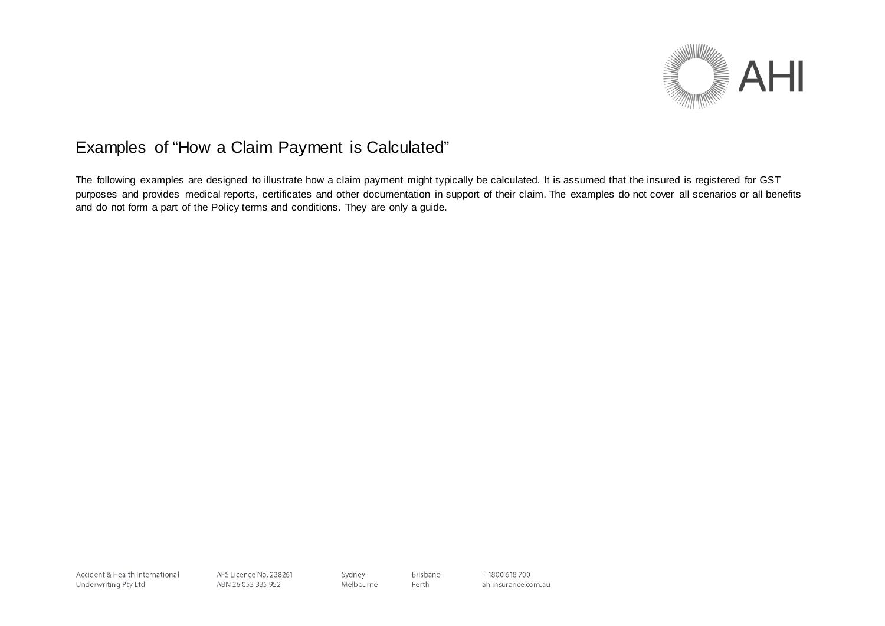# Examples of “How a Claim Payment is Calculated”

The following examples are designed to illustrate how a claim payment might typically be calculated. It is assumed that the insured is registered for GST purposes and provides medical reports, certificates and other documentation in support of their claim. The examples do not cover all scenarios or all benefits and do not form a part of the Policy terms and conditions. They are only a guide.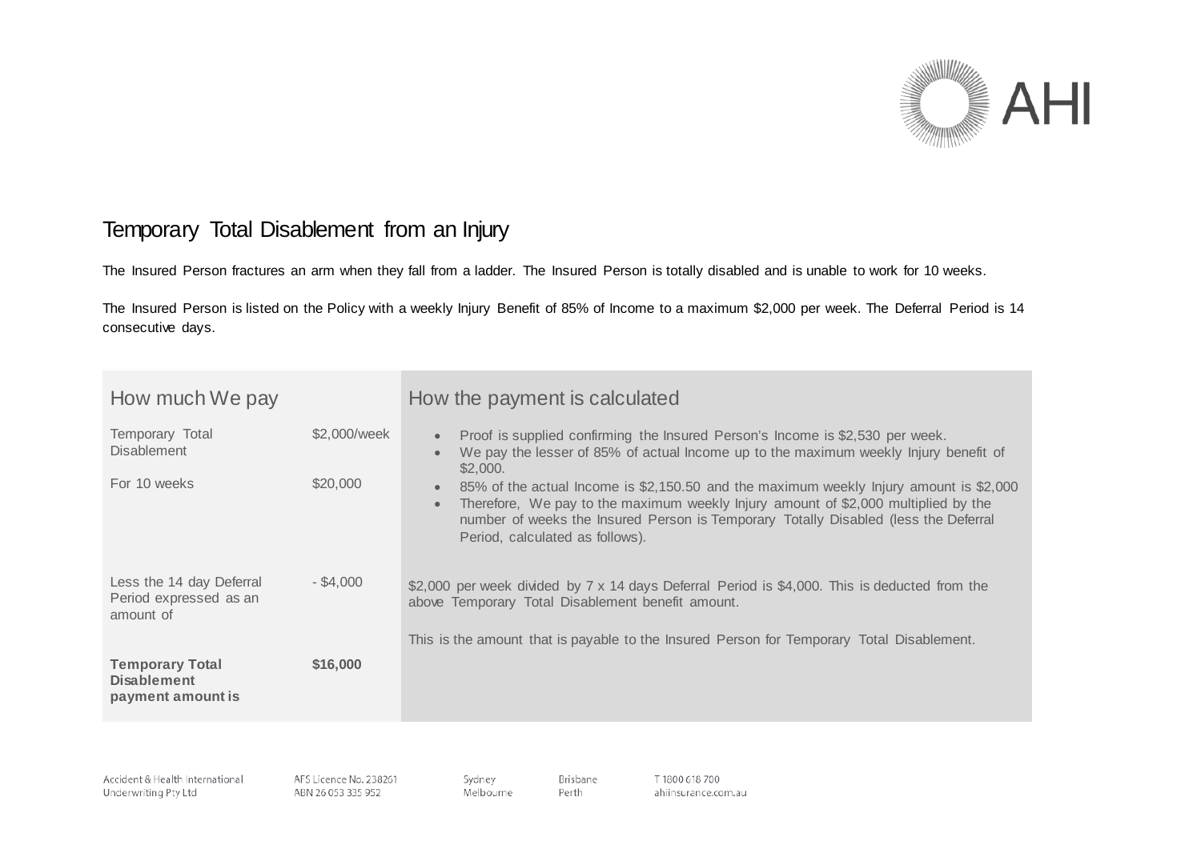# Temporary Total Disablement from an Injury

The Insured Person fractures an arm when they fall from a ladder. The Insured Person is totally disabled and is unable to work for 10 weeks.

The Insured Person is listed on the Policy with a weekly Injury Benefit of 85% of Income to a maximum $2,000 per week. The Deferral Period is 14 consecutive days.

| How much We pay | | How the payment is calculated |
|---|---|---|
| Temporary Total Disablement | $2,000/week | • Proof is supplied confirming the Insured Person's Income is $2,530 per week.<br>• We pay the lesser of 85% of actual Income up to the maximum weekly Injury benefit of $2,000.<br>• 85% of the actual Income is $2,150.50 and the maximum weekly Injury amount is $2,000<br>• Therefore, We pay to the maximum weekly Injury amount of $2,000 multiplied by the number of weeks the Insured Person is Temporary Totally Disabled (less the Deferral Period, calculated as follows). |
| For 10 weeks | $20,000 | |
| Less the 14 day Deferral Period expressed as an amount of | - $4,000 | $2,000 per week divided by 7 x 14 days Deferral Period is $4,000. This is deducted from the above Temporary Total Disablement benefit amount.<br><br>This is the amount that is payable to the Insured Person for Temporary Total Disablement. |
| **Temporary Total Disablement payment amount is** | **$16,000** | |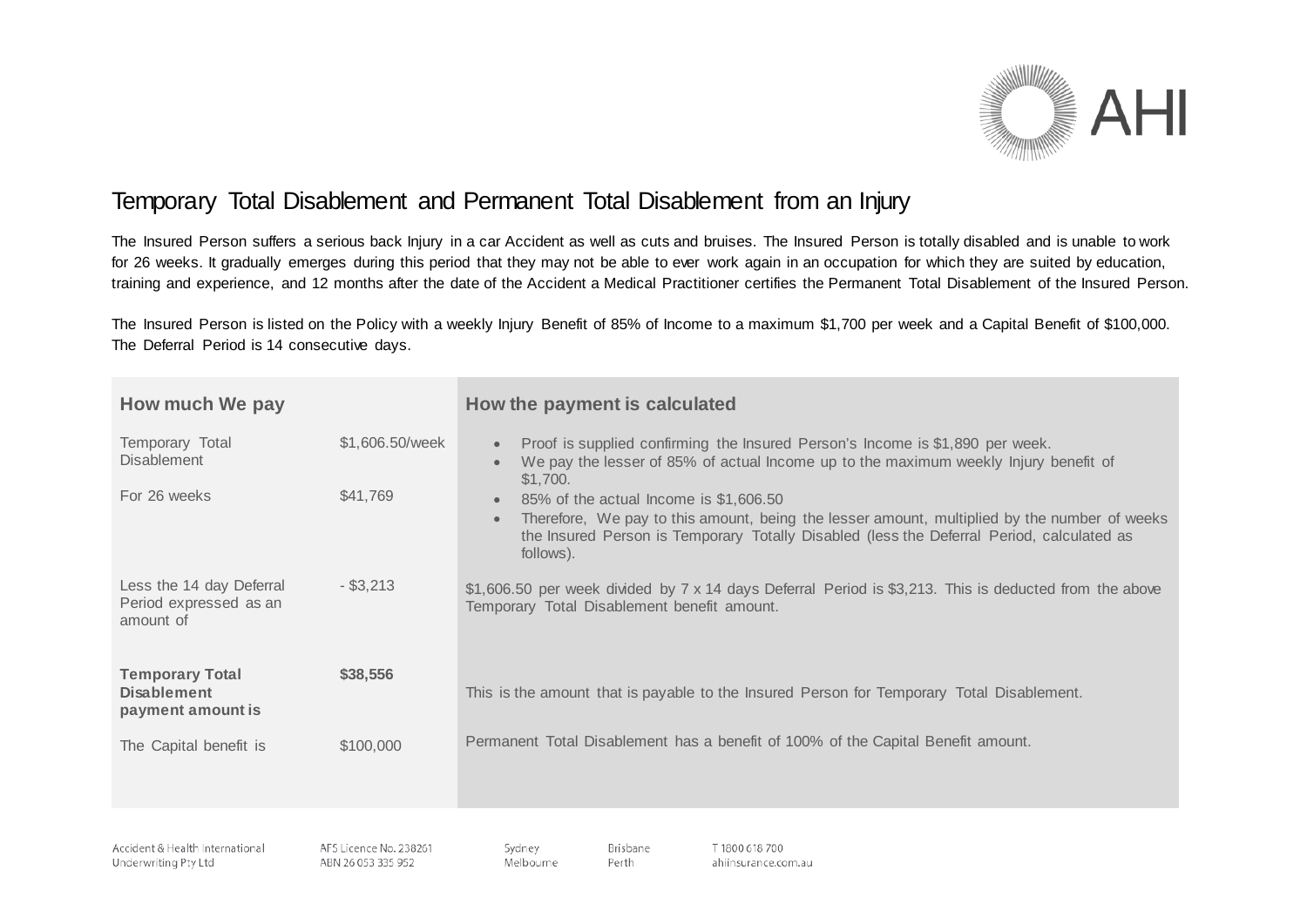## Temporary Total Disablement and Permanent Total Disablement from an Injury

The Insured Person suffers a serious back Injury in a car Accident as well as cuts and bruises. The Insured Person is totally disabled and is unable to work for 26 weeks. It gradually emerges during this period that they may not be able to ever work again in an occupation for which they are suited by education, training and experience, and 12 months after the date of the Accident a Medical Practitioner certifies the Permanent Total Disablement of the Insured Person.

The Insured Person is listed on the Policy with a weekly Injury Benefit of 85% of Income to a maximum $1,700 per week and a Capital Benefit of $100,000. The Deferral Period is 14 consecutive days.

| How much We pay | | How the payment is calculated |
|---|---|---|
| Temporary Total Disablement | $1,606.50/week | <ul><li>Proof is supplied confirming the Insured Person's Income is $1,890 per week.</li><li>We pay the lesser of 85% of actual Income up to the maximum weekly Injury benefit of $1,700.</li><li>85% of the actual Income is $1,606.50</li><li>Therefore, We pay to this amount, being the lesser amount, multiplied by the number of weeks the Insured Person is Temporary Totally Disabled (less the Deferral Period, calculated as follows).</li></ul> |
| For 26 weeks | $41,769 | |
| Less the 14 day Deferral Period expressed as an amount of | - $3,213 | $1,606.50 per week divided by 7 x 14 days Deferral Period is $3,213. This is deducted from the above Temporary Total Disablement benefit amount. |
| **Temporary Total Disablement payment amount is** | **$38,556** | This is the amount that is payable to the Insured Person for Temporary Total Disablement. |
| The Capital benefit is | $100,000 | Permanent Total Disablement has a benefit of 100% of the Capital Benefit amount. |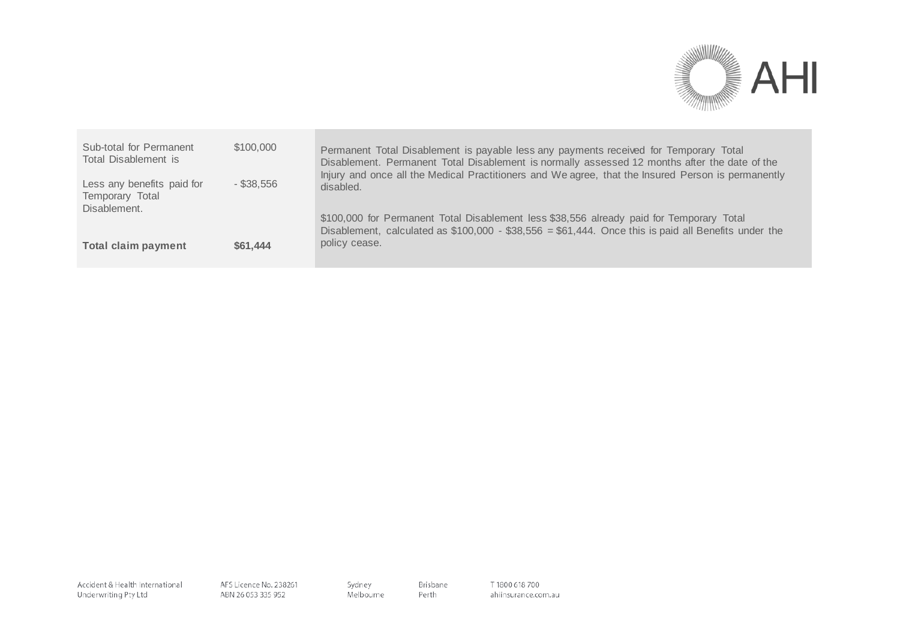| | | |
|---|---|---|
| Sub-total for Permanent Total Disablement is | $100,000 | Permanent Total Disablement is payable less any payments received for Temporary Total Disablement. Permanent Total Disablement is normally assessed 12 months after the date of the Injury and once all the Medical Practitioners and We agree, that the Insured Person is permanently disabled. |
| Less any benefits paid for Temporary Total Disablement. | - $38,556 | $100,000 for Permanent Total Disablement less $38,556 already paid for Temporary Total Disablement, calculated as $100,000 - $38,556 = $61,444. Once this is paid all Benefits under the policy cease. |
| **Total claim payment** | **$61,444** | |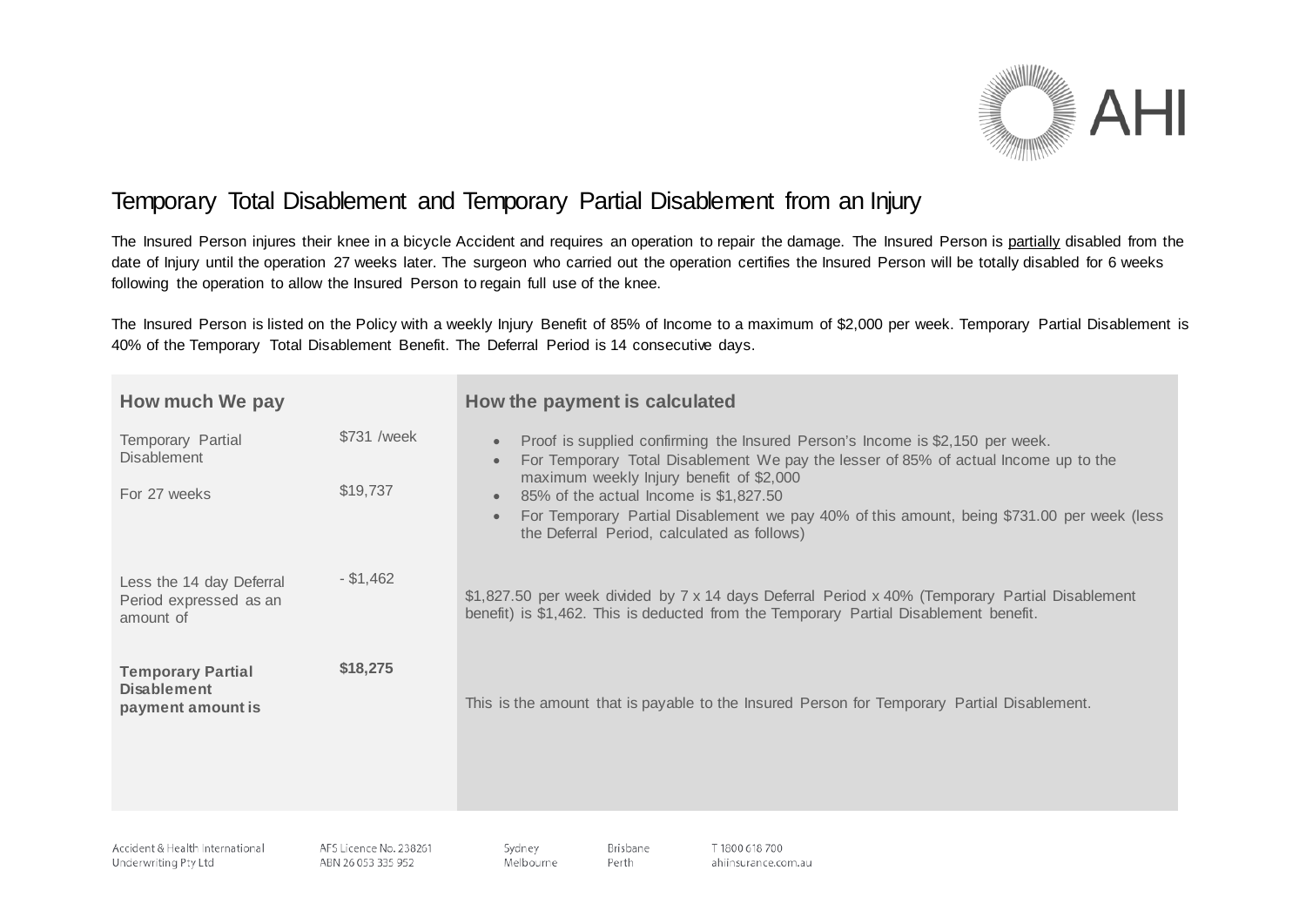# Temporary Total Disablement and Temporary Partial Disablement from an Injury

The Insured Person injures their knee in a bicycle Accident and requires an operation to repair the damage. The Insured Person is partially disabled from the date of Injury until the operation 27 weeks later. The surgeon who carried out the operation certifies the Insured Person will be totally disabled for 6 weeks following the operation to allow the Insured Person to regain full use of the knee.

The Insured Person is listed on the Policy with a weekly Injury Benefit of 85% of Income to a maximum of $2,000 per week. Temporary Partial Disablement is 40% of the Temporary Total Disablement Benefit. The Deferral Period is 14 consecutive days.

| How much We pay | | How the payment is calculated |
|---|---|---|
| Temporary Partial Disablement | $731 /week | • Proof is supplied confirming the Insured Person's Income is $2,150 per week.<br>• For Temporary Total Disablement We pay the lesser of 85% of actual Income up to the maximum weekly Injury benefit of $2,000<br>• 85% of the actual Income is $1,827.50<br>• For Temporary Partial Disablement we pay 40% of this amount, being $731.00 per week (less the Deferral Period, calculated as follows) |
| For 27 weeks | $19,737 | |
| Less the 14 day Deferral Period expressed as an amount of | - $1,462 | $1,827.50 per week divided by 7 x 14 days Deferral Period x 40% (Temporary Partial Disablement benefit) is $1,462. This is deducted from the Temporary Partial Disablement benefit. |
| **Temporary Partial Disablement payment amount is** | **$18,275** | This is the amount that is payable to the Insured Person for Temporary Partial Disablement. |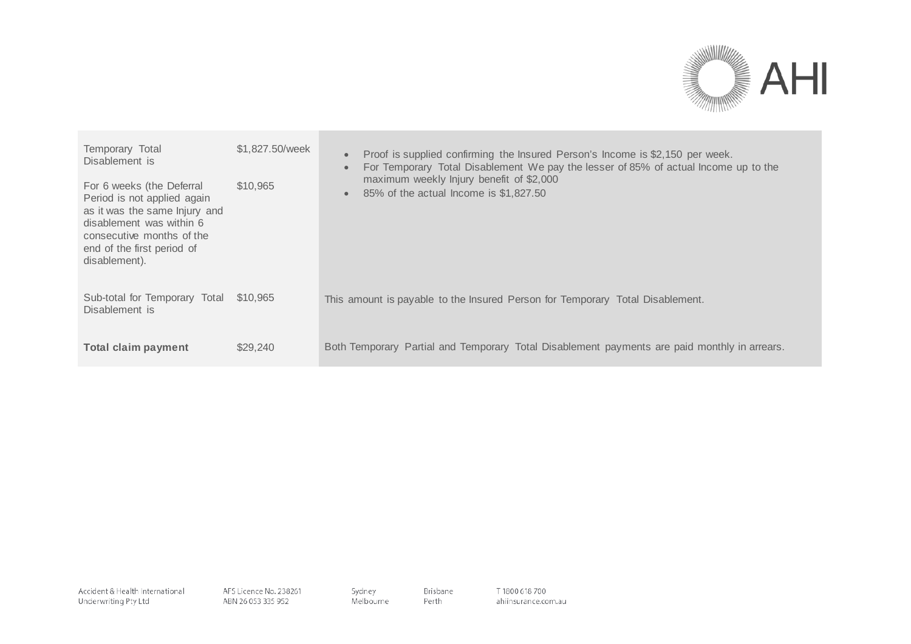| | | |
|---|---|---|
| Temporary Total Disablement is | $1,827.50/week | <ul><li>Proof is supplied confirming the Insured Person's Income is $2,150 per week.</li><li>For Temporary Total Disablement We pay the lesser of 85% of actual Income up to the maximum weekly Injury benefit of $2,000</li><li>85% of the actual Income is $1,827.50</li></ul> |
| For 6 weeks (the Deferral Period is not applied again as it was the same Injury and disablement was within 6 consecutive months of the end of the first period of disablement). | $10,965 | |
| Sub-total for Temporary Total Disablement is | $10,965 | This amount is payable to the Insured Person for Temporary Total Disablement. |
| **Total claim payment** | $29,240 | Both Temporary Partial and Temporary Total Disablement payments are paid monthly in arrears. |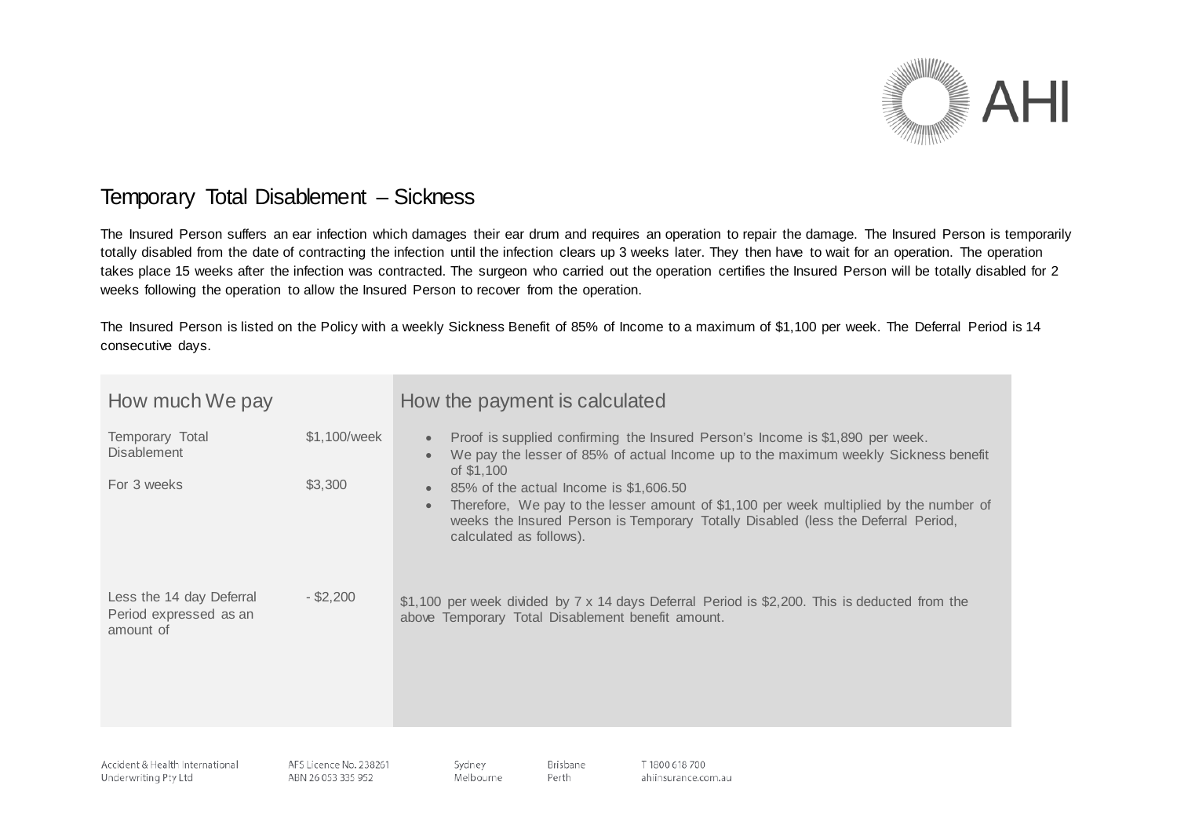## Temporary Total Disablement – Sickness

The Insured Person suffers an ear infection which damages their ear drum and requires an operation to repair the damage. The Insured Person is temporarily totally disabled from the date of contracting the infection until the infection clears up 3 weeks later. They then have to wait for an operation. The operation takes place 15 weeks after the infection was contracted. The surgeon who carried out the operation certifies the Insured Person will be totally disabled for 2 weeks following the operation to allow the Insured Person to recover from the operation.

The Insured Person is listed on the Policy with a weekly Sickness Benefit of 85% of Income to a maximum of $1,100 per week. The Deferral Period is 14 consecutive days.

| How much We pay | | How the payment is calculated |
|---|---|---|
| Temporary Total Disablement | $1,100/week | • Proof is supplied confirming the Insured Person's Income is $1,890 per week.<br>• We pay the lesser of 85% of actual Income up to the maximum weekly Sickness benefit of $1,100<br>• 85% of the actual Income is $1,606.50<br>• Therefore, We pay to the lesser amount of $1,100 per week multiplied by the number of weeks the Insured Person is Temporary Totally Disabled (less the Deferral Period, calculated as follows). |
| For 3 weeks | $3,300 | |
| Less the 14 day Deferral Period expressed as an amount of | - $2,200 | $1,100 per week divided by 7 x 14 days Deferral Period is $2,200. This is deducted from the above Temporary Total Disablement benefit amount. |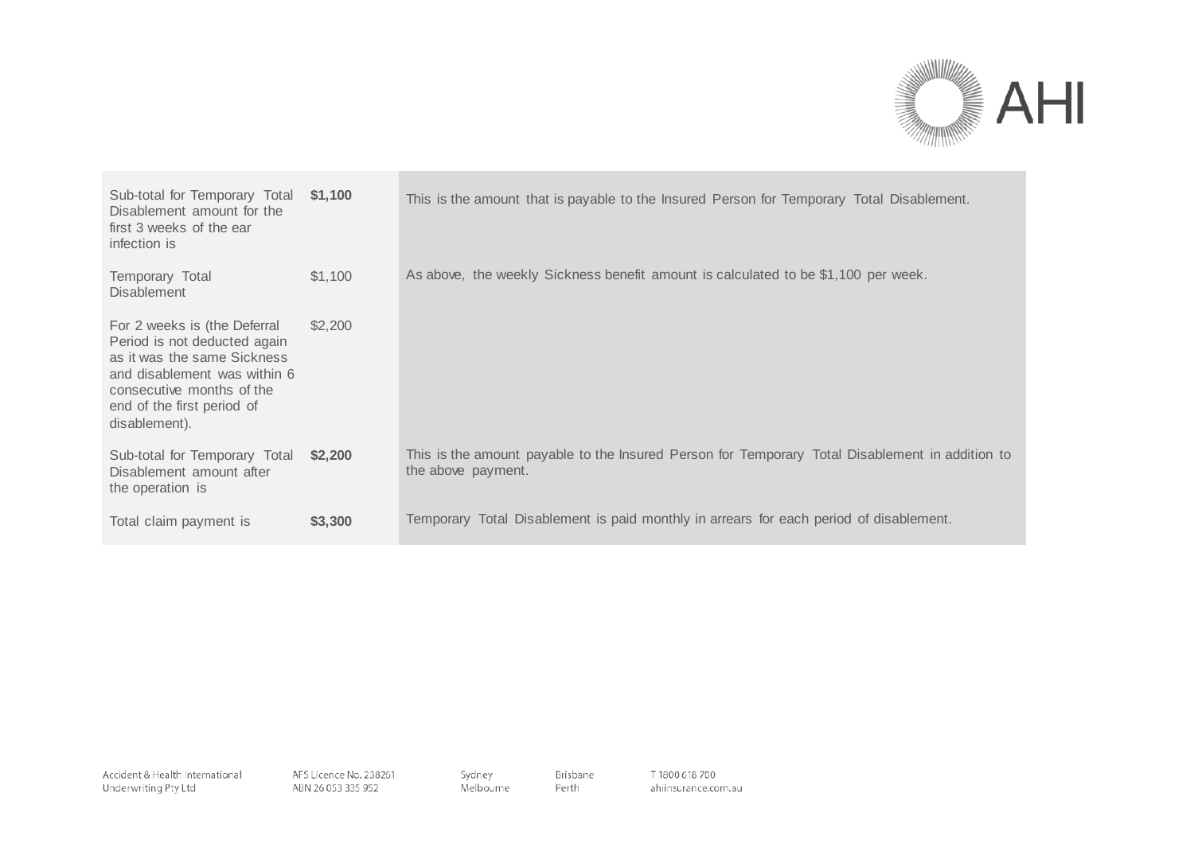| | | |
|---|---|---|
| Sub-total for Temporary Total Disablement amount for the first 3 weeks of the ear infection is | **$1,100** | This is the amount that is payable to the Insured Person for Temporary Total Disablement. |
| Temporary Total Disablement | $1,100 | As above, the weekly Sickness benefit amount is calculated to be $1,100 per week. |
| For 2 weeks is (the Deferral Period is not deducted again as it was the same Sickness and disablement was within 6 consecutive months of the end of the first period of disablement). | $2,200 | |
| Sub-total for Temporary Total Disablement amount after the operation is | **$2,200** | This is the amount payable to the Insured Person for Temporary Total Disablement in addition to the above payment. |
| Total claim payment is | **$3,300** | Temporary Total Disablement is paid monthly in arrears for each period of disablement. |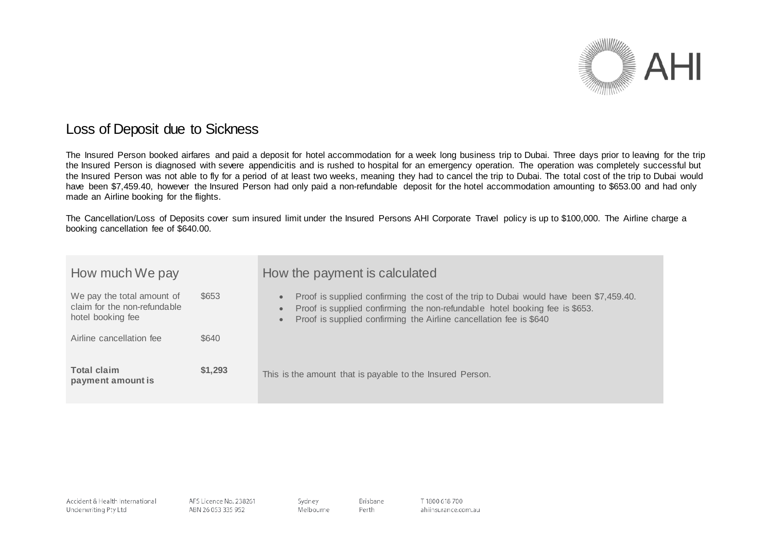## Loss of Deposit due to Sickness

The Insured Person booked airfares and paid a deposit for hotel accommodation for a week long business trip to Dubai. Three days prior to leaving for the trip the Insured Person is diagnosed with severe appendicitis and is rushed to hospital for an emergency operation. The operation was completely successful but the Insured Person was not able to fly for a period of at least two weeks, meaning they had to cancel the trip to Dubai. The total cost of the trip to Dubai would have been $7,459.40, however the Insured Person had only paid a non-refundable deposit for the hotel accommodation amounting to $653.00 and had only made an Airline booking for the flights.

The Cancellation/Loss of Deposits cover sum insured limit under the Insured Persons AHI Corporate Travel policy is up to $100,000. The Airline charge a booking cancellation fee of $640.00.

| How much We pay | | How the payment is calculated |
|---|---|---|
| We pay the total amount of claim for the non-refundable hotel booking fee | $653 | • Proof is supplied confirming the cost of the trip to Dubai would have been $7,459.40.<br>• Proof is supplied confirming the non-refundable hotel booking fee is $653.<br>• Proof is supplied confirming the Airline cancellation fee is $640 |
| Airline cancellation fee | $640 | |
| **Total claim payment amount is** | **$1,293** | This is the amount that is payable to the Insured Person. |

Accident & Health International Underwriting Pty Ltd | AFS Licence No. 238261 ABN 26 053 335 952 | Sydney Melbourne | Brisbane Perth | T 1800 618 700 ahiinsurance.com.au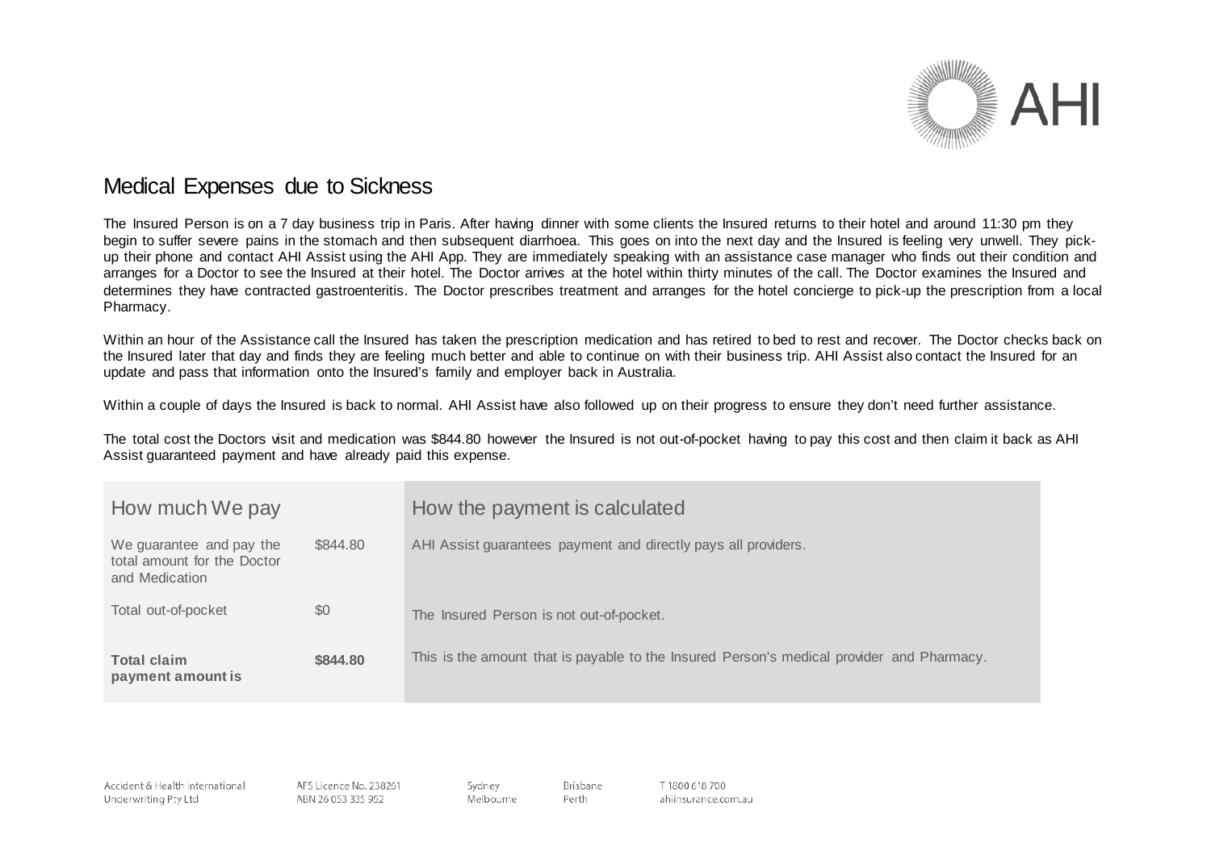## Medical Expenses due to Sickness

The Insured Person is on a 7 day business trip in Paris. After having dinner with some clients the Insured returns to their hotel and around 11:30 pm they begin to suffer severe pains in the stomach and then subsequent diarrhoea. This goes on into the next day and the Insured is feeling very unwell. They pick-up their phone and contact AHI Assist using the AHI App. They are immediately speaking with an assistance case manager who finds out their condition and arranges for a Doctor to see the Insured at their hotel. The Doctor arrives at the hotel within thirty minutes of the call. The Doctor examines the Insured and determines they have contracted gastroenteritis. The Doctor prescribes treatment and arranges for the hotel concierge to pick-up the prescription from a local Pharmacy.

Within an hour of the Assistance call the Insured has taken the prescription medication and has retired to bed to rest and recover. The Doctor checks back on the Insured later that day and finds they are feeling much better and able to continue on with their business trip. AHI Assist also contact the Insured for an update and pass that information onto the Insured's family and employer back in Australia.

Within a couple of days the Insured is back to normal. AHI Assist have also followed up on their progress to ensure they don't need further assistance.

The total cost the Doctors visit and medication was $844.80 however the Insured is not out-of-pocket having to pay this cost and then claim it back as AHI Assist guaranteed payment and have already paid this expense.

| How much We pay | | How the payment is calculated |
|---|---|---|
| We guarantee and pay the total amount for the Doctor and Medication | $844.80 | AHI Assist guarantees payment and directly pays all providers. |
| Total out-of-pocket | $0 | The Insured Person is not out-of-pocket. |
| **Total claim payment amount is** | **$844.80** | This is the amount that is payable to the Insured Person's medical provider and Pharmacy. |

Accident & Health International Underwriting Pty Ltd | AFS Licence No. 238261 | ABN 26 053 335 952 | Sydney | Melbourne | Brisbane | Perth | T 1800 618 700 | ahiinsurance.com.au